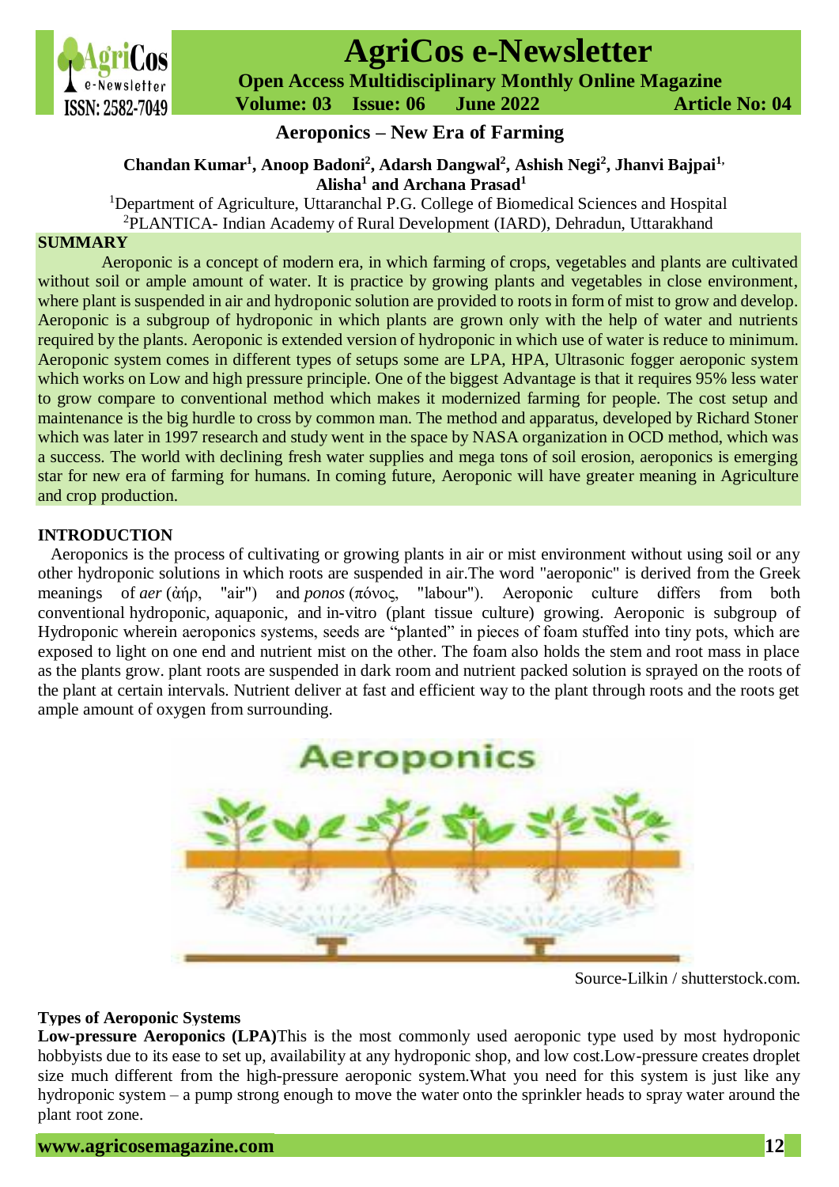# Aeroponics – New Era of Farming

**Chandan Kumar[1], Anoop Badoni[2], Adarsh Dangwal[2], Ashish Negi[2], Jhanvi Bajpai[1,] Alisha[1] and Archana Prasad[1]**

[1]Department of Agriculture, Uttaranchal P.G. College of Biomedical Sciences and Hospital

[2]PLANTICA- Indian Academy of Rural Development (IARD), Dehradun, Uttarakhand

## SUMMARY

Aeroponic is a concept of modern era, in which farming of crops, vegetables and plants are cultivated without soil or ample amount of water. It is practice by growing plants and vegetables in close environment, where plant is suspended in air and hydroponic solution are provided to roots in form of mist to grow and develop. Aeroponic is a subgroup of hydroponic in which plants are grown only with the help of water and nutrients required by the plants. Aeroponic is extended version of hydroponic in which use of water is reduce to minimum. Aeroponic system comes in different types of setups some are LPA, HPA, Ultrasonic fogger aeroponic system which works on Low and high pressure principle. One of the biggest Advantage is that it requires 95% less water to grow compare to conventional method which makes it modernized farming for people. The cost setup and maintenance is the big hurdle to cross by common man. The method and apparatus, developed by Richard Stoner which was later in 1997 research and study went in the space by NASA organization in OCD method, which was a success. The world with declining fresh water supplies and mega tons of soil erosion, aeroponics is emerging star for new era of farming for humans. In coming future, Aeroponic will have greater meaning in Agriculture and crop production.

## INTRODUCTION

Aeroponics is the process of cultivating or growing plants in air or mist environment without using soil or any other hydroponic solutions in which roots are suspended in air.The word "aeroponic" is derived from the Greek meanings of *aer* (ἀήρ, "air") and *ponos* (πόνος, "labour"). Aeroponic culture differs from both conventional hydroponic, aquaponic, and in-vitro (plant tissue culture) growing. Aeroponic is subgroup of Hydroponic wherein aeroponics systems, seeds are “planted” in pieces of foam stuffed into tiny pots, which are exposed to light on one end and nutrient mist on the other. The foam also holds the stem and root mass in place as the plants grow. plant roots are suspended in dark room and nutrient packed solution is sprayed on the roots of the plant at certain intervals. Nutrient deliver at fast and efficient way to the plant through roots and the roots get ample amount of oxygen from surrounding.

Source-Lilkin / shutterstock.com.

### Types of Aeroponic Systems

**Low-pressure Aeroponics (LPA)**This is the most commonly used aeroponic type used by most hydroponic hobbyists due to its ease to set up, availability at any hydroponic shop, and low cost.Low-pressure creates droplet size much different from the high-pressure aeroponic system.What you need for this system is just like any hydroponic system – a pump strong enough to move the water onto the sprinkler heads to spray water around the plant root zone.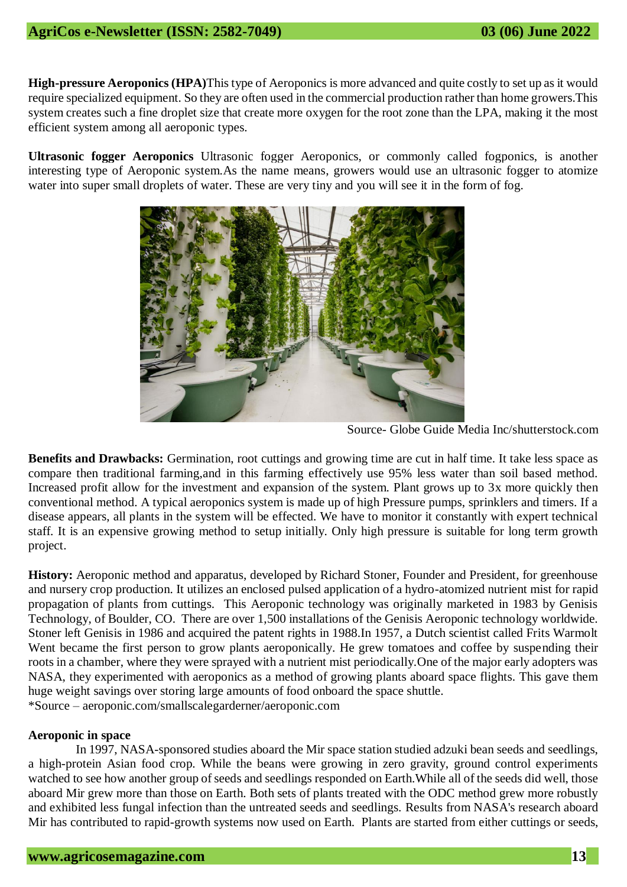**High-pressure Aeroponics (HPA)**This type of Aeroponics is more advanced and quite costly to set up as it would require specialized equipment. So they are often used in the commercial production rather than home growers.This system creates such a fine droplet size that create more oxygen for the root zone than the LPA, making it the most efficient system among all aeroponic types.

**Ultrasonic fogger Aeroponics** Ultrasonic fogger Aeroponics, or commonly called fogponics, is another interesting type of Aeroponic system.As the name means, growers would use an ultrasonic fogger to atomize water into super small droplets of water. These are very tiny and you will see it in the form of fog.

Source- Globe Guide Media Inc/shutterstock.com

**Benefits and Drawbacks:** Germination, root cuttings and growing time are cut in half time. It take less space as compare then traditional farming,and in this farming effectively use 95% less water than soil based method. Increased profit allow for the investment and expansion of the system. Plant grows up to 3x more quickly then conventional method. A typical aeroponics system is made up of high Pressure pumps, sprinklers and timers. If a disease appears, all plants in the system will be effected. We have to monitor it constantly with expert technical staff. It is an expensive growing method to setup initially. Only high pressure is suitable for long term growth project.

**History:** Aeroponic method and apparatus, developed by Richard Stoner, Founder and President, for greenhouse and nursery crop production. It utilizes an enclosed pulsed application of a hydro-atomized nutrient mist for rapid propagation of plants from cuttings. This Aeroponic technology was originally marketed in 1983 by Genisis Technology, of Boulder, CO. There are over 1,500 installations of the Genisis Aeroponic technology worldwide. Stoner left Genisis in 1986 and acquired the patent rights in 1988.In 1957, a Dutch scientist called Frits Warmolt Went became the first person to grow plants aeroponically. He grew tomatoes and coffee by suspending their roots in a chamber, where they were sprayed with a nutrient mist periodically.One of the major early adopters was NASA, they experimented with aeroponics as a method of growing plants aboard space flights. This gave them huge weight savings over storing large amounts of food onboard the space shuttle.
*Source – aeroponic.com/smallscalegarderner/aeroponic.com

**Aeroponic in space**

In 1997, NASA-sponsored studies aboard the Mir space station studied adzuki bean seeds and seedlings, a high-protein Asian food crop. While the beans were growing in zero gravity, ground control experiments watched to see how another group of seeds and seedlings responded on Earth.While all of the seeds did well, those aboard Mir grew more than those on Earth. Both sets of plants treated with the ODC method grew more robustly and exhibited less fungal infection than the untreated seeds and seedlings. Results from NASA's research aboard Mir has contributed to rapid-growth systems now used on Earth. Plants are started from either cuttings or seeds,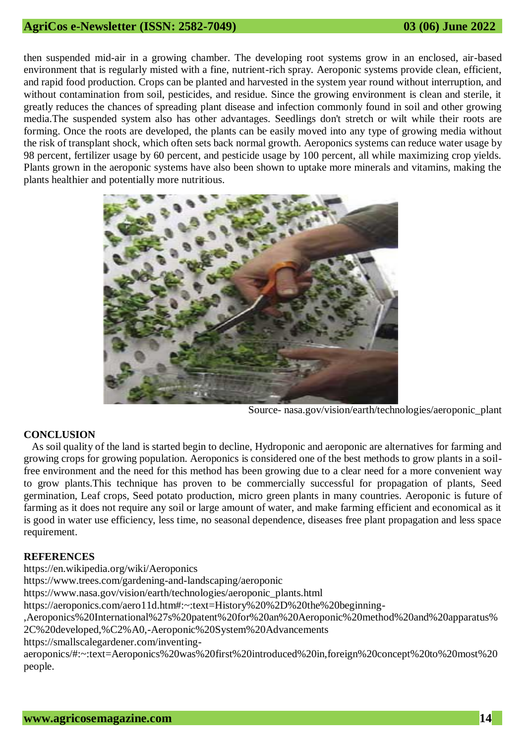then suspended mid-air in a growing chamber. The developing root systems grow in an enclosed, air-based environment that is regularly misted with a fine, nutrient-rich spray. Aeroponic systems provide clean, efficient, and rapid food production. Crops can be planted and harvested in the system year round without interruption, and without contamination from soil, pesticides, and residue. Since the growing environment is clean and sterile, it greatly reduces the chances of spreading plant disease and infection commonly found in soil and other growing media.The suspended system also has other advantages. Seedlings don't stretch or wilt while their roots are forming. Once the roots are developed, the plants can be easily moved into any type of growing media without the risk of transplant shock, which often sets back normal growth. Aeroponics systems can reduce water usage by 98 percent, fertilizer usage by 60 percent, and pesticide usage by 100 percent, all while maximizing crop yields. Plants grown in the aeroponic systems have also been shown to uptake more minerals and vitamins, making the plants healthier and potentially more nutritious.

Source- nasa.gov/vision/earth/technologies/aeroponic_plant

## CONCLUSION

As soil quality of the land is started begin to decline, Hydroponic and aeroponic are alternatives for farming and growing crops for growing population. Aeroponics is considered one of the best methods to grow plants in a soil-free environment and the need for this method has been growing due to a clear need for a more convenient way to grow plants.This technique has proven to be commercially successful for propagation of plants, Seed germination, Leaf crops, Seed potato production, micro green plants in many countries. Aeroponic is future of farming as it does not require any soil or large amount of water, and make farming efficient and economical as it is good in water use efficiency, less time, no seasonal dependence, diseases free plant propagation and less space requirement.

## REFERENCES

https://en.wikipedia.org/wiki/Aeroponics
https://www.trees.com/gardening-and-landscaping/aeroponic
https://www.nasa.gov/vision/earth/technologies/aeroponic_plants.html
https://aeroponics.com/aero11d.htm#:~:text=History%20%2D%20the%20beginning-,Aeroponics%20International%27s%20patent%20for%20an%20Aeroponic%20method%20and%20apparatus%2C%20developed,%C2%A0,-Aeroponic%20System%20Advancements
https://smallscalegardener.com/inventing-aeroponics/#:~:text=Aeroponics%20was%20first%20introduced%20in,foreign%20concept%20to%20most%20people.